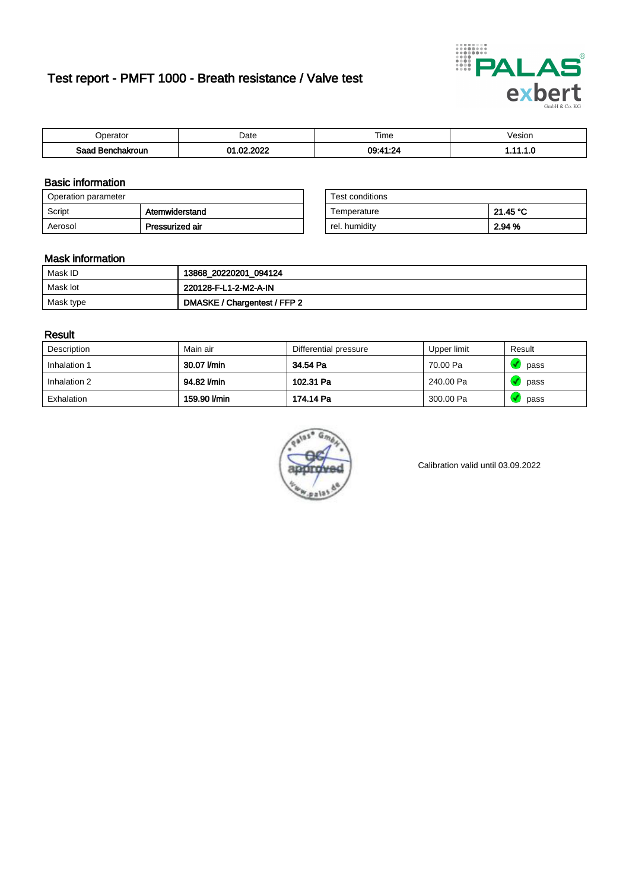# Test report - PMFT 1000 - Breath resistance / Valve test

| Operator | Date | Time | Vesion |
|---|---|---|---|
| **Saad Benchakroun** | **01.02.2022** | **09:41:24** | **1.11.1.0** |

## Basic information

| Operation parameter | |
|---|---|
| Script | **Atemwiderstand** |
| Aerosol | **Pressurized air** |

| Test conditions | |
|---|---|
| Temperature | **21.45 °C** |
| rel. humidity | **2.94 %** |

## Mask information

| | |
|---|---|
| Mask ID | **13868_20220201_094124** |
| Mask lot | **220128-F-L1-2-M2-A-IN** |
| Mask type | **DMASKE / Chargentest / FFP 2** |

## Result

| Description | Main air | Differential pressure | Upper limit | Result |
|---|---|---|---|---|
| Inhalation 1 | **30.07 l/min** | **34.54 Pa** | 70.00 Pa | pass |
| Inhalation 2 | **94.82 l/min** | **102.31 Pa** | 240.00 Pa | pass |
| Exhalation | **159.90 l/min** | **174.14 Pa** | 300.00 Pa | pass |

Calibration valid until 03.09.2022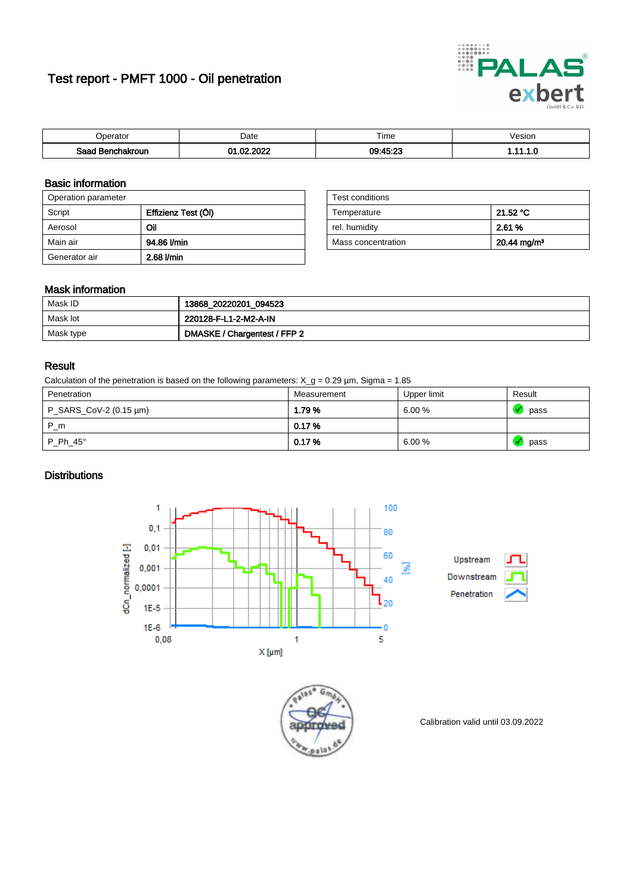# Test report - PMFT 1000 - Oil penetration

| Operator | Date | Time | Vesion |
|---|---|---|---|
| Saad Benchakroun | 01.02.2022 | 09:45:23 | 1.11.1.0 |

## Basic information

| Operation parameter | |
|---|---|
| Script | Effizienz Test (Öl) |
| Aerosol | Oil |
| Main air | 94.86 l/min |
| Generator air | 2.68 l/min |

| Test conditions | |
|---|---|
| Temperature | 21.52 °C |
| rel. humidity | 2.61 % |
| Mass concentration | 20.44 mg/m³ |

## Mask information

| | |
|---|---|
| Mask ID | 13868_20220201_094523 |
| Mask lot | 220128-F-L1-2-M2-A-IN |
| Mask type | DMASKE / Chargentest / FFP 2 |

## Result

Calculation of the penetration is based on the following parameters: X_g = 0.29 µm, Sigma = 1.85

| Penetration | Measurement | Upper limit | Result |
|---|---|---|---|
| P_SARS_CoV-2 (0.15 µm) | 1.79 % | 6.00 % | pass |
| P_m | 0.17 % | | |
| P_Ph_45° | 0.17 % | 6.00 % | pass |

## Distributions

dCn_normalized [-]
1
0,1
0,01
0,001
0,0001
1E-5
1E-6
0,08
1
5
X [µm]
[%]
100
80
60
40
20
0
Upstream
Downstream
Penetration

Calibration valid until 03.09.2022